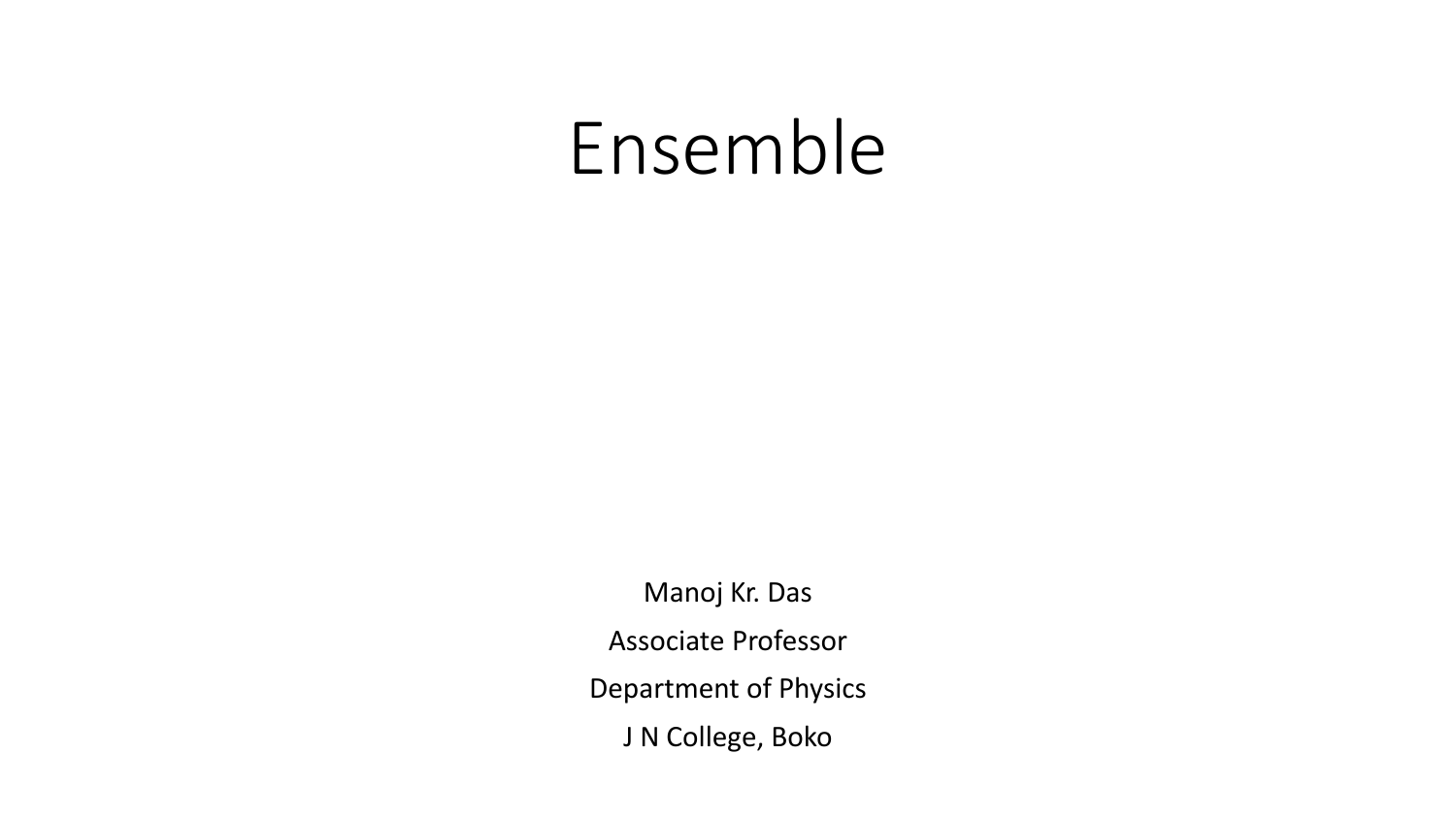# Ensemble

Manoj Kr. Das

Associate Professor

Department of Physics

J N College, Boko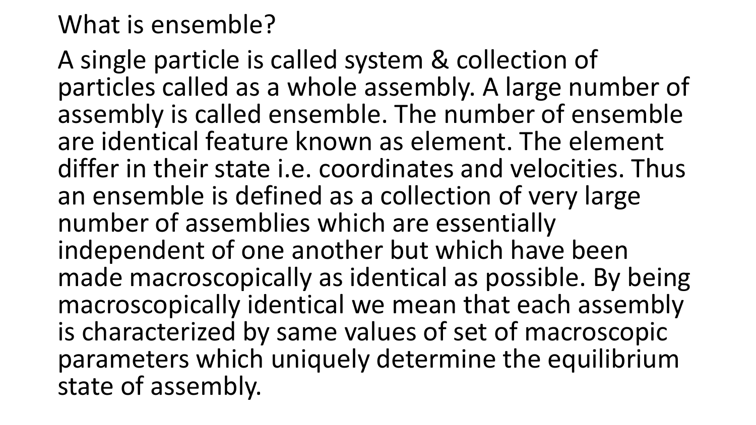## What is ensemble?

A single particle is called system & collection of particles called as a whole assembly. A large number of assembly is called ensemble. The number of ensemble are identical feature known as element. The element differ in their state i.e. coordinates and velocities. Thus an ensemble is defined as a collection of very large number of assemblies which are essentially independent of one another but which have been made macroscopically as identical as possible. By being macroscopically identical we mean that each assembly is characterized by same values of set of macroscopic parameters which uniquely determine the equilibrium state of assembly.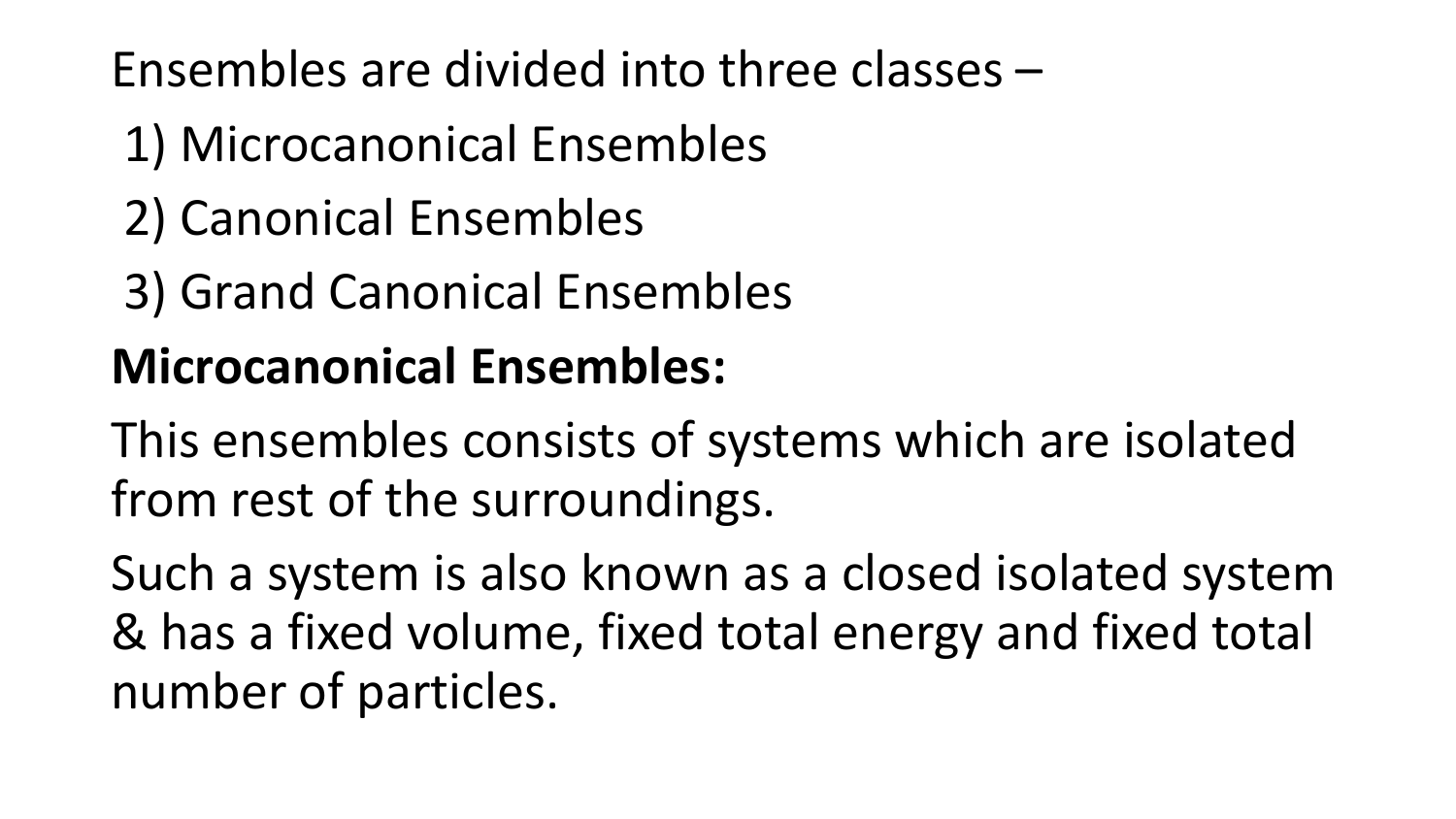Ensembles are divided into three classes –

1) Microcanonical Ensembles
2) Canonical Ensembles
3) Grand Canonical Ensembles

**Microcanonical Ensembles:**

This ensembles consists of systems which are isolated from rest of the surroundings.

Such a system is also known as a closed isolated system & has a fixed volume, fixed total energy and fixed total number of particles.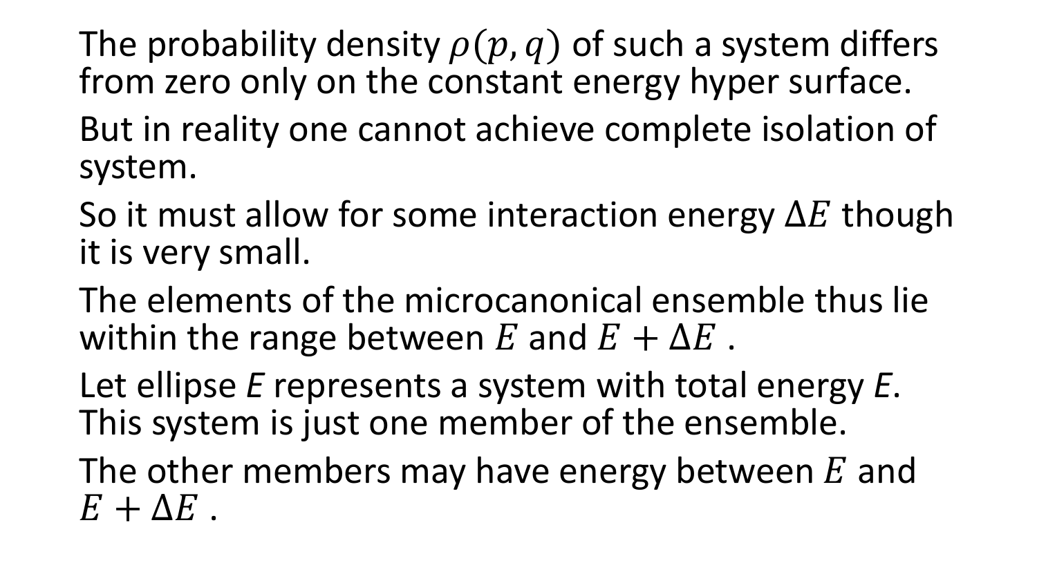The probability density $\rho(p, q)$ of such a system differs from zero only on the constant energy hyper surface.

But in reality one cannot achieve complete isolation of system.

So it must allow for some interaction energy $\Delta E$ though it is very small.

The elements of the microcanonical ensemble thus lie within the range between $E$ and $E + \Delta E$ .

Let ellipse *E* represents a system with total energy *E*. This system is just one member of the ensemble.

The other members may have energy between $E$ and $E + \Delta E$ .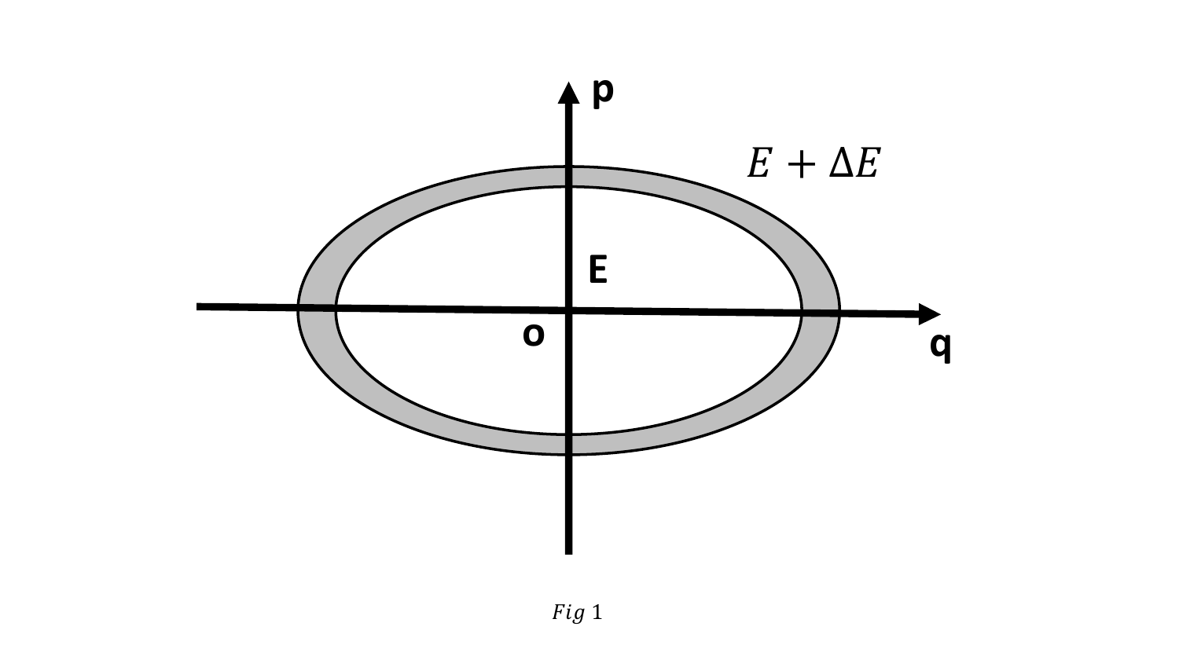*Fig* 1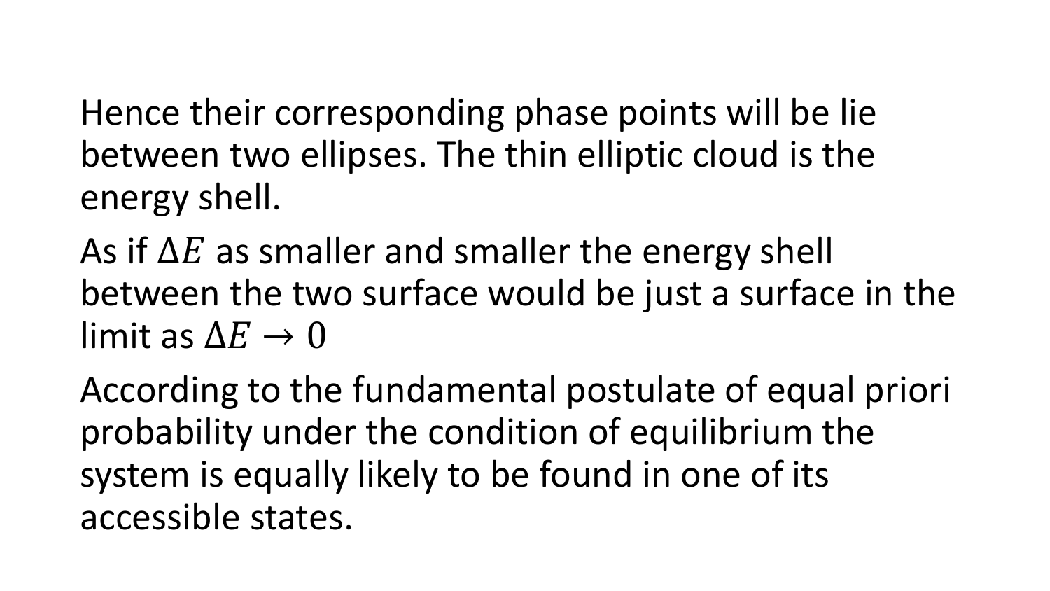Hence their corresponding phase points will be lie between two ellipses. The thin elliptic cloud is the energy shell.

As if $\Delta E$ as smaller and smaller the energy shell between the two surface would be just a surface in the limit as $\Delta E \rightarrow 0$

According to the fundamental postulate of equal priori probability under the condition of equilibrium the system is equally likely to be found in one of its accessible states.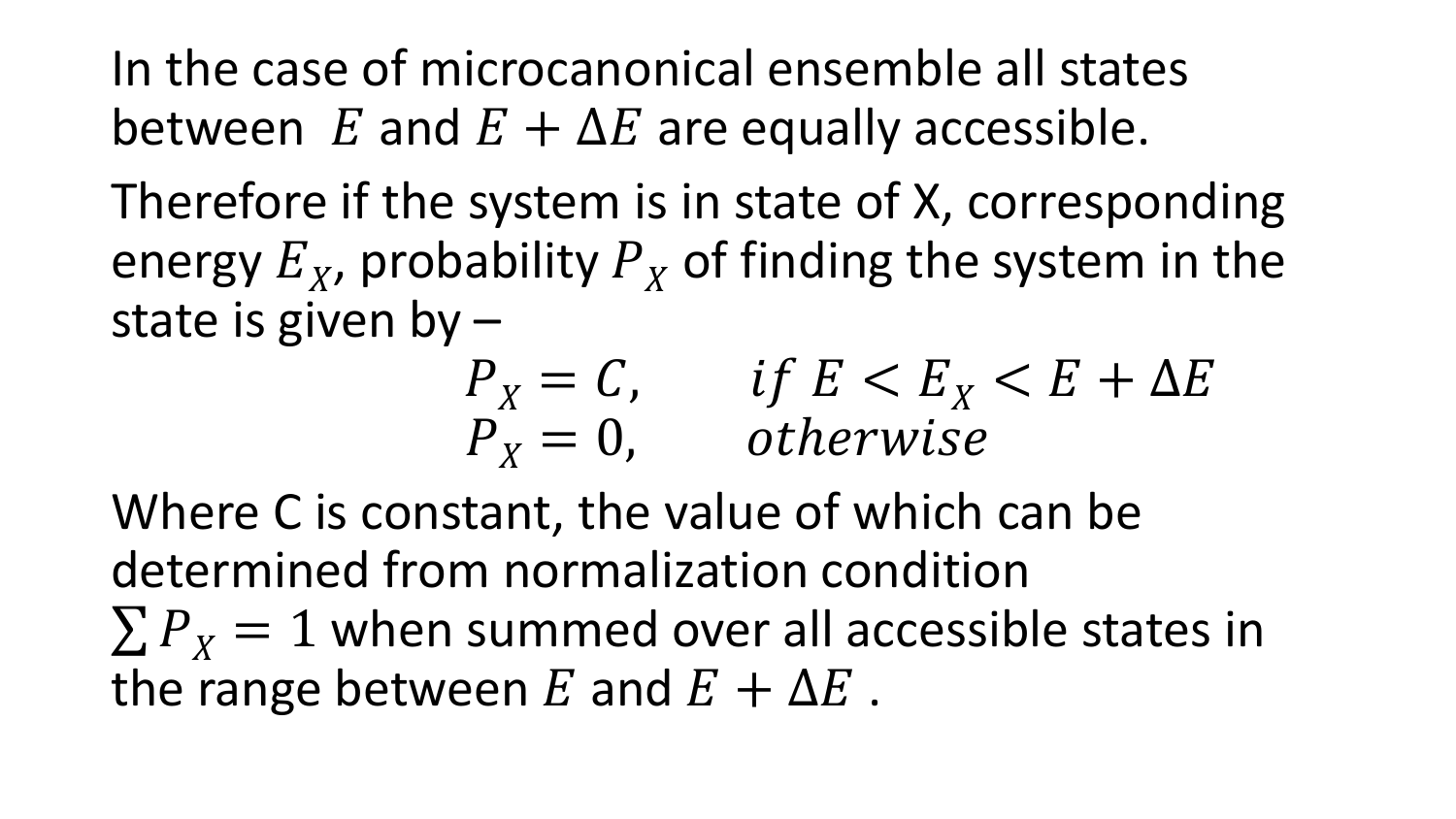In the case of microcanonical ensemble all states between $E$ and $E + \Delta E$ are equally accessible.

Therefore if the system is in state of X, corresponding energy $E_X$, probability $P_X$ of finding the system in the state is given by –

$$P_X = C, \qquad if\ E < E_X < E + \Delta E$$
$$P_X = 0, \qquad otherwise$$

Where C is constant, the value of which can be determined from normalization condition $\sum P_X = 1$ when summed over all accessible states in the range between $E$ and $E + \Delta E$ .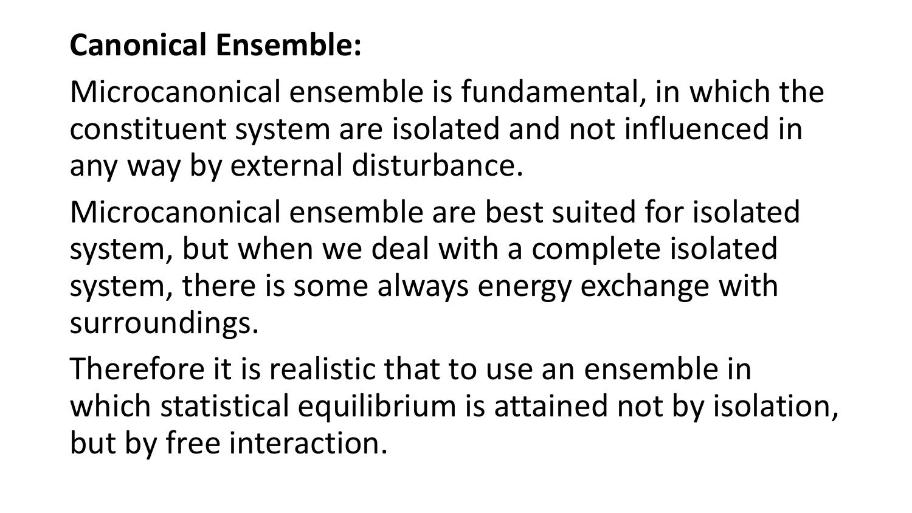**Canonical Ensemble:**

Microcanonical ensemble is fundamental, in which the constituent system are isolated and not influenced in any way by external disturbance.

Microcanonical ensemble are best suited for isolated system, but when we deal with a complete isolated system, there is some always energy exchange with surroundings.

Therefore it is realistic that to use an ensemble in which statistical equilibrium is attained not by isolation, but by free interaction.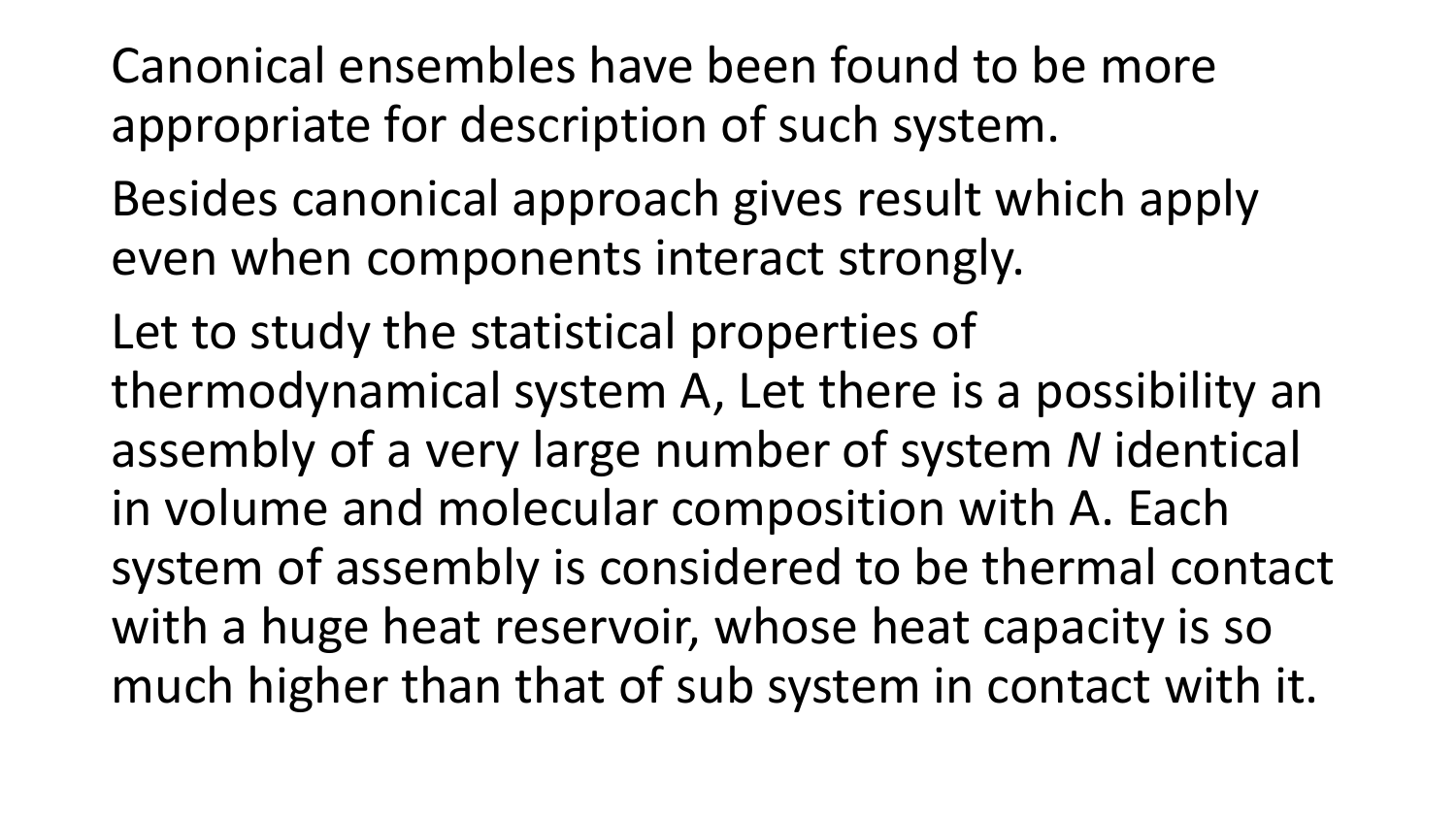Canonical ensembles have been found to be more appropriate for description of such system.

Besides canonical approach gives result which apply even when components interact strongly.

Let to study the statistical properties of thermodynamical system A, Let there is a possibility an assembly of a very large number of system *N* identical in volume and molecular composition with A. Each system of assembly is considered to be thermal contact with a huge heat reservoir, whose heat capacity is so much higher than that of sub system in contact with it.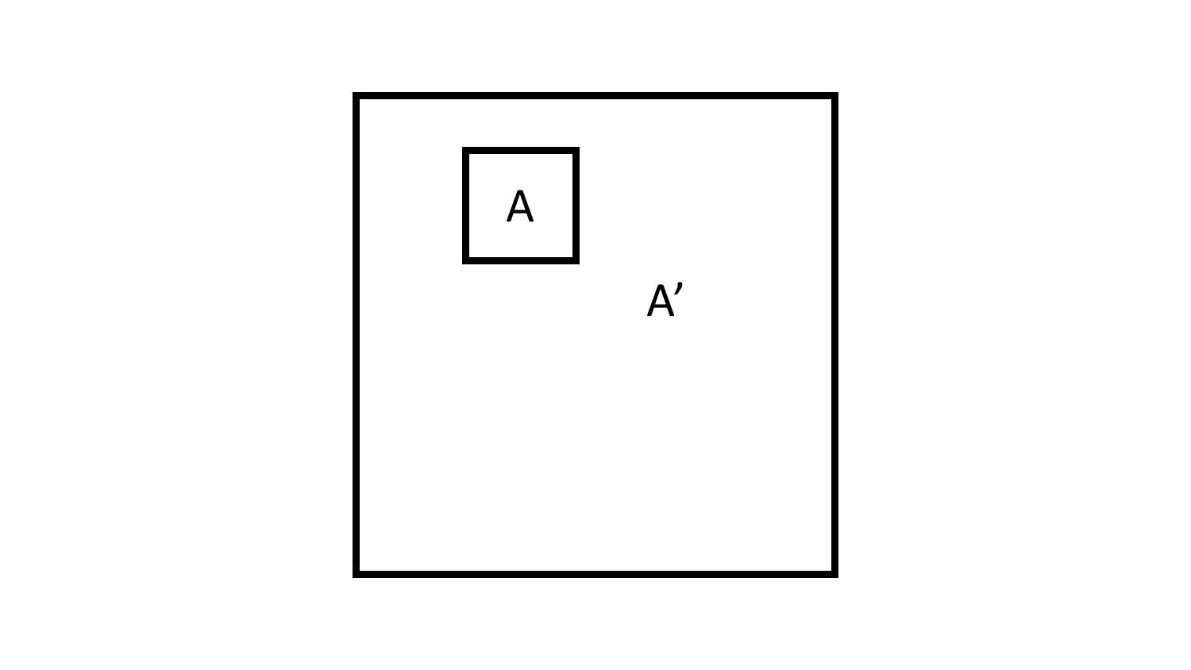A

A’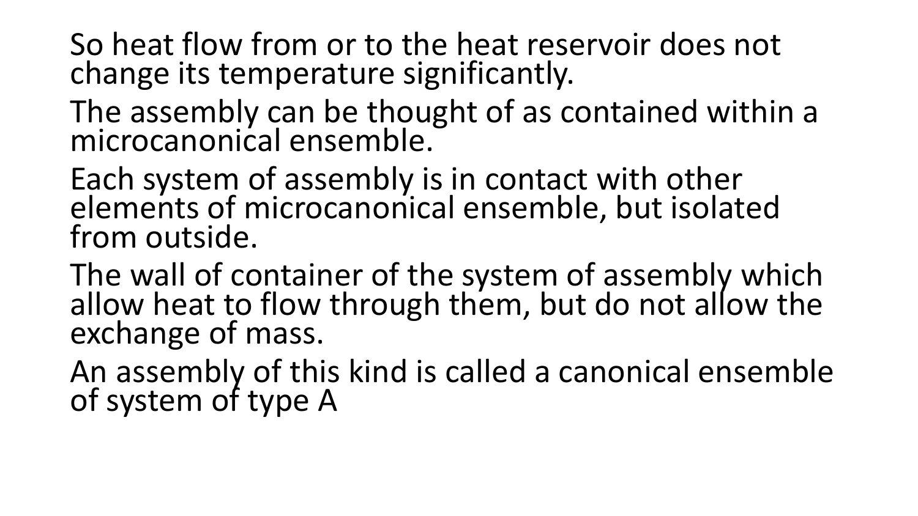So heat flow from or to the heat reservoir does not change its temperature significantly.

The assembly can be thought of as contained within a microcanonical ensemble.

Each system of assembly is in contact with other elements of microcanonical ensemble, but isolated from outside.

The wall of container of the system of assembly which allow heat to flow through them, but do not allow the exchange of mass.

An assembly of this kind is called a canonical ensemble of system of type A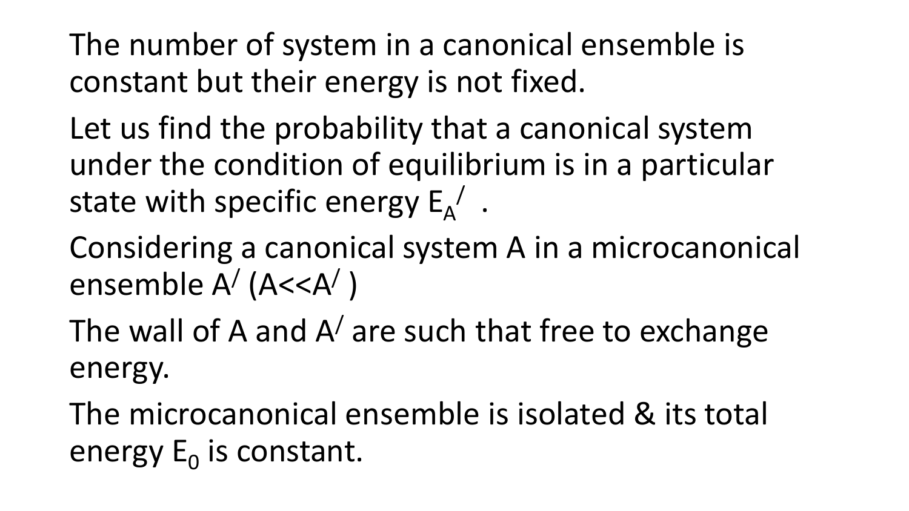The number of system in a canonical ensemble is constant but their energy is not fixed.

Let us find the probability that a canonical system under the condition of equilibrium is in a particular state with specific energy $E_A^{/}$ .

Considering a canonical system A in a microcanonical ensemble $A^{/}$ ($A<<A^{/}$ )

The wall of A and $A^{/}$ are such that free to exchange energy.

The microcanonical ensemble is isolated & its total energy $E_0$ is constant.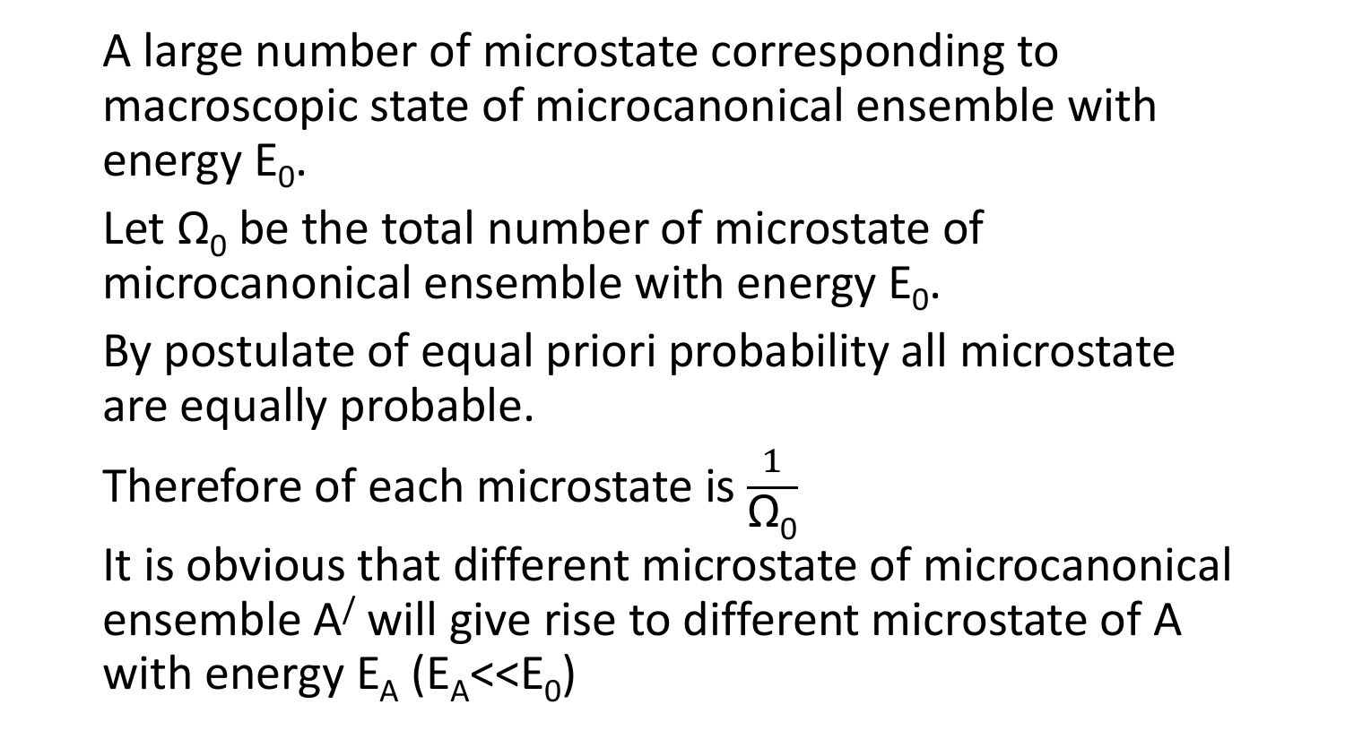A large number of microstate corresponding to macroscopic state of microcanonical ensemble with energy $E_0$.

Let $\Omega_0$ be the total number of microstate of microcanonical ensemble with energy $E_0$.

By postulate of equal priori probability all microstate are equally probable.

Therefore of each microstate is $\frac{1}{\Omega_0}$

It is obvious that different microstate of microcanonical ensemble $A'$ will give rise to different microstate of A with energy $E_A$ ($E_A << E_0$)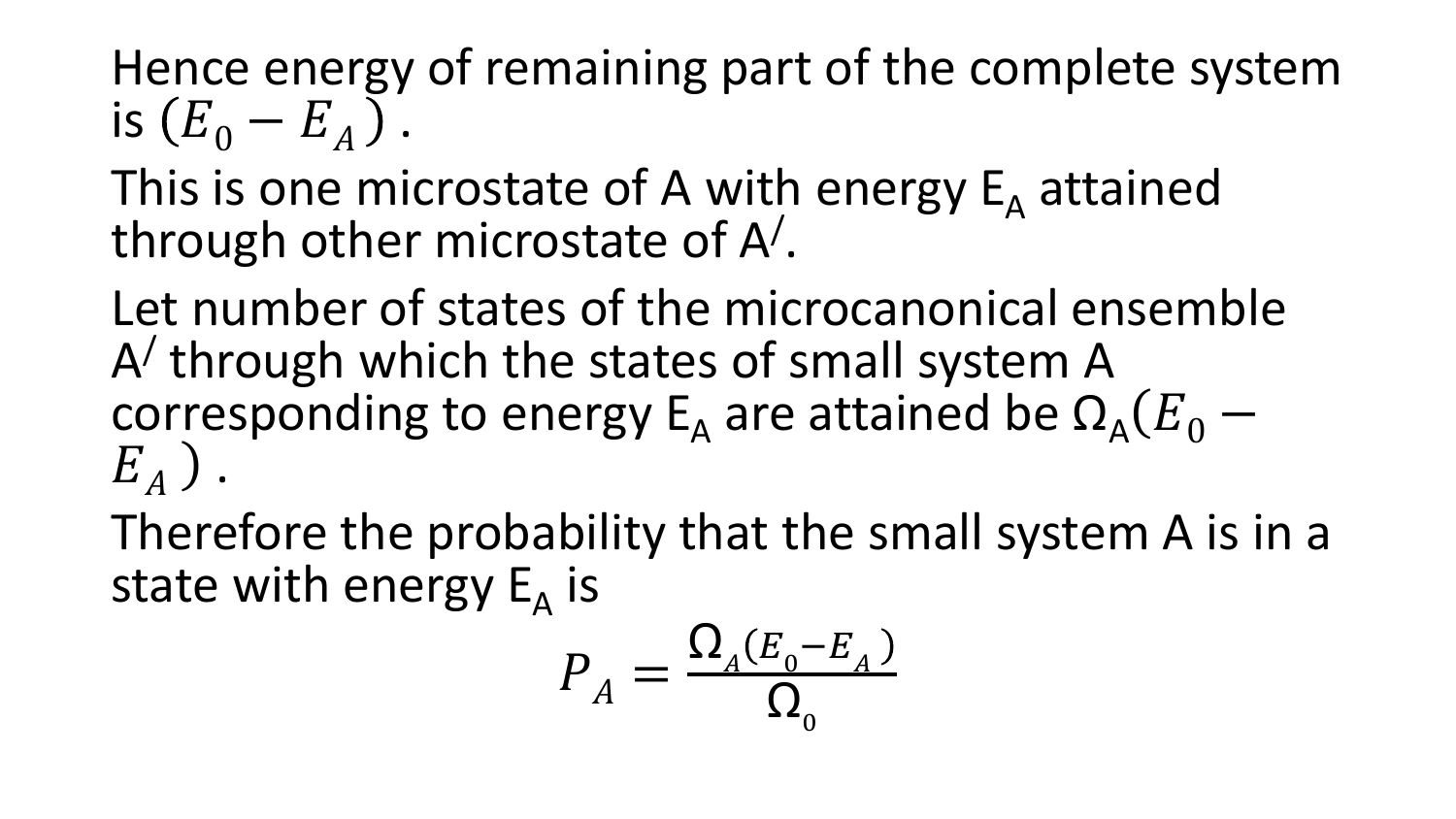Hence energy of remaining part of the complete system is $(E_0 - E_A)$ .

This is one microstate of A with energy $E_A$ attained through other microstate of $A'$.

Let number of states of the microcanonical ensemble $A'$ through which the states of small system A corresponding to energy $E_A$ are attained be $\Omega_A(E_0 - E_A)$ .

Therefore the probability that the small system A is in a state with energy $E_A$ is

$$P_A = \frac{\Omega_A(E_0 - E_A)}{\Omega_0}$$